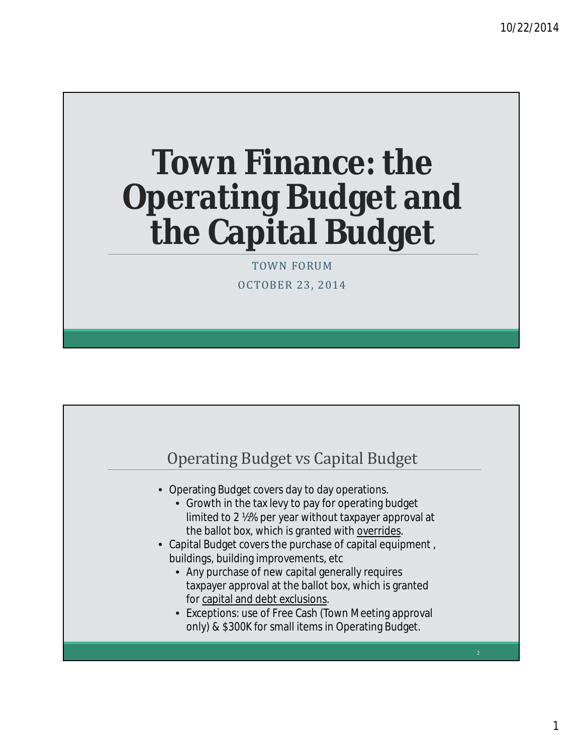# Town Finance: the Operating Budget and the Capital Budget

TOWN FORUM

OCTOBER 23, 2014

## Operating Budget vs Capital Budget

- Operating Budget covers day to day operations.
  - Growth in the tax levy to pay for operating budget limited to 2 ½% per year without taxpayer approval at the ballot box, which is granted with overrides.
- Capital Budget covers the purchase of capital equipment , buildings, building improvements, etc
  - Any purchase of new capital generally requires taxpayer approval at the ballot box, which is granted for capital and debt exclusions.
  - Exceptions: use of Free Cash (Town Meeting approval only) & $300K for small items in Operating Budget.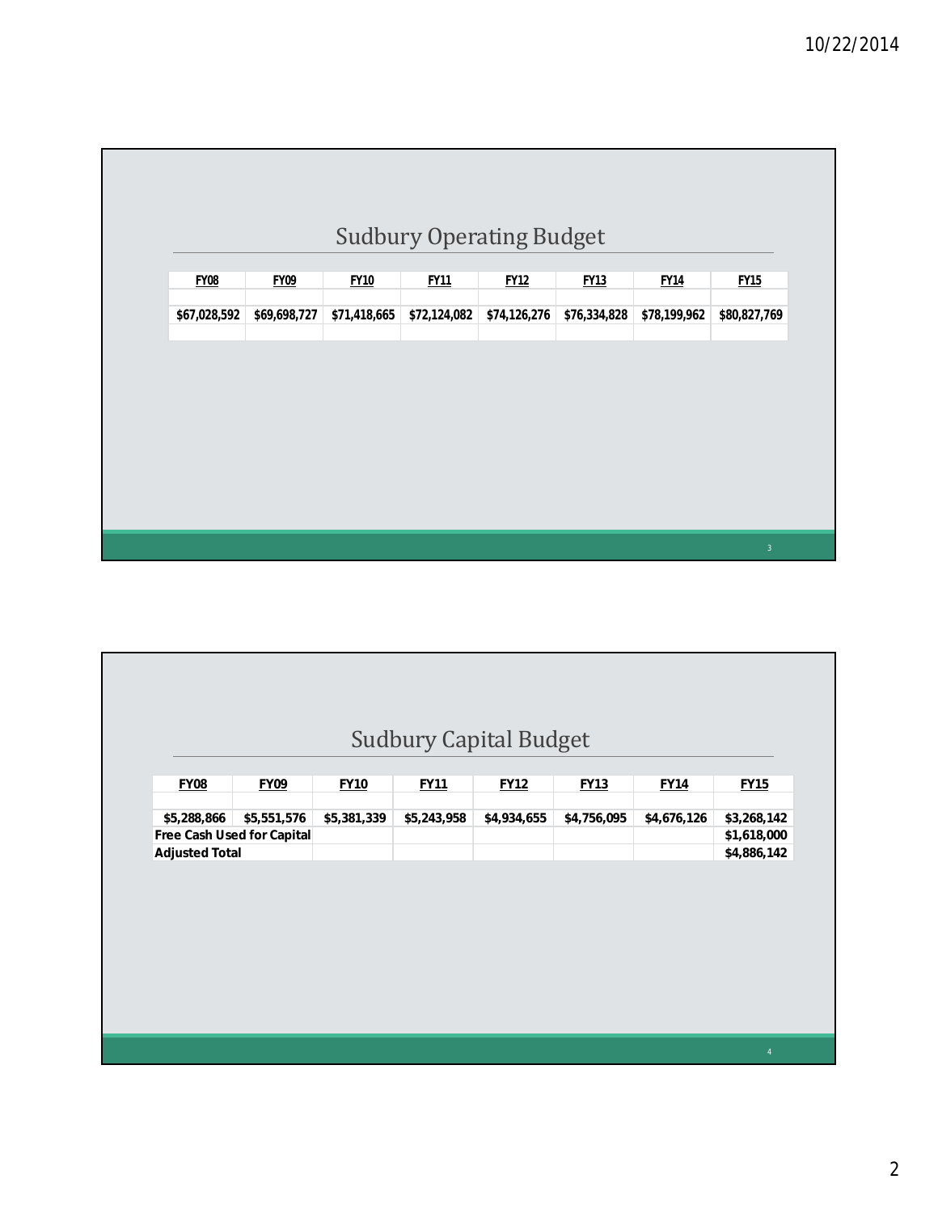# Sudbury Operating Budget

| FY08 | FY09 | FY10 | FY11 | FY12 | FY13 | FY14 | FY15 |
|---|---|---|---|---|---|---|---|
| $67,028,592 | $69,698,727 | $71,418,665 | $72,124,082 | $74,126,276 | $76,334,828 | $78,199,962 | $80,827,769 |

# Sudbury Capital Budget

| FY08 | FY09 | FY10 | FY11 | FY12 | FY13 | FY14 | FY15 |
|---|---|---|---|---|---|---|---|
| $5,288,866 | $5,551,576 | $5,381,339 | $5,243,958 | $4,934,655 | $4,756,095 | $4,676,126 | $3,268,142 |
| Free Cash Used for Capital | | | | | | | $1,618,000 |
| Adjusted Total | | | | | | | $4,886,142 |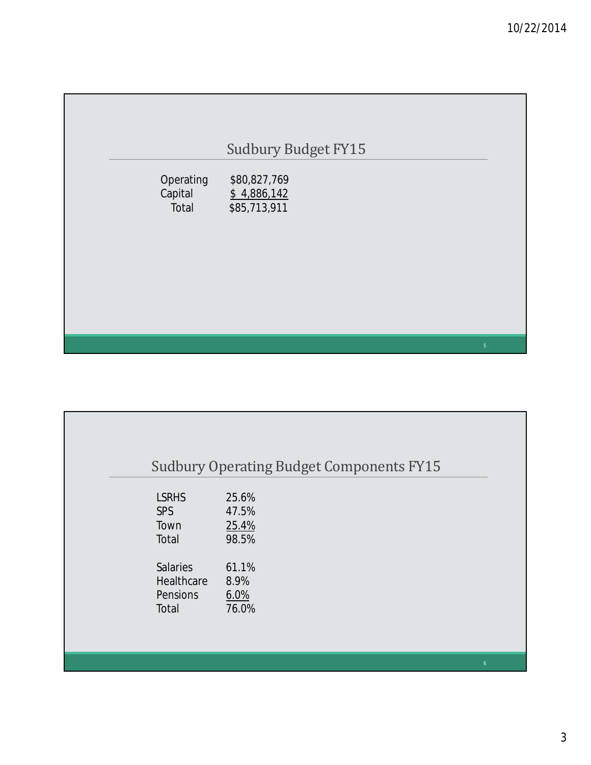## Sudbury Budget FY15

| | |
|---|---|
| Operating | $80,827,769 |
| Capital | $ 4,886,142 |
| Total | $85,713,911 |

## Sudbury Operating Budget Components FY15

| | |
|---|---|
| LSRHS | 25.6% |
| SPS | 47.5% |
| Town | 25.4% |
| Total | 98.5% |

| | |
|---|---|
| Salaries | 61.1% |
| Healthcare | 8.9% |
| Pensions | 6.0% |
| Total | 76.0% |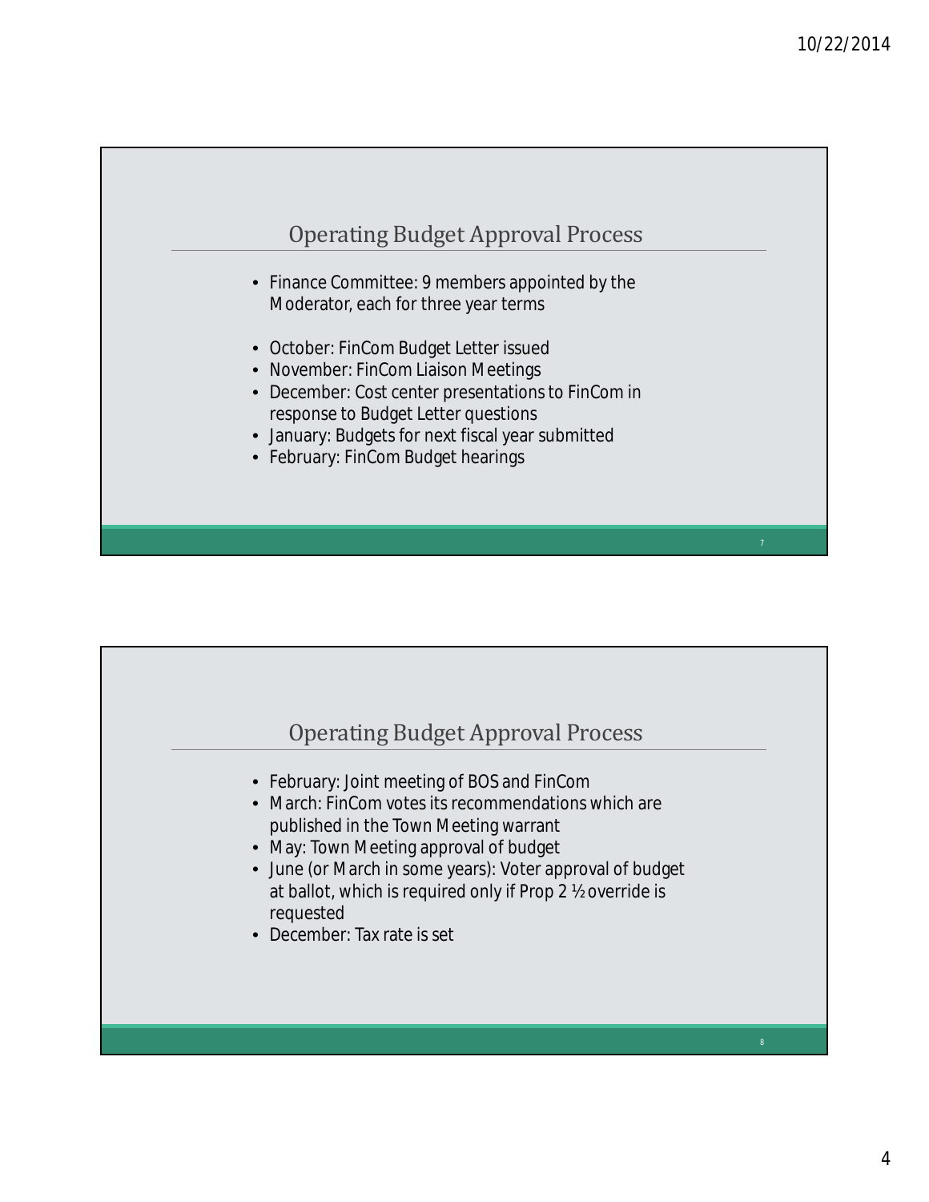## Operating Budget Approval Process

- Finance Committee: 9 members appointed by the Moderator, each for three year terms

- October: FinCom Budget Letter issued
- November: FinCom Liaison Meetings
- December: Cost center presentations to FinCom in response to Budget Letter questions
- January: Budgets for next fiscal year submitted
- February: FinCom Budget hearings

## Operating Budget Approval Process

- February: Joint meeting of BOS and FinCom
- March: FinCom votes its recommendations which are published in the Town Meeting warrant
- May: Town Meeting approval of budget
- June (or March in some years): Voter approval of budget at ballot, which is required only if Prop 2 ½ override is requested
- December: Tax rate is set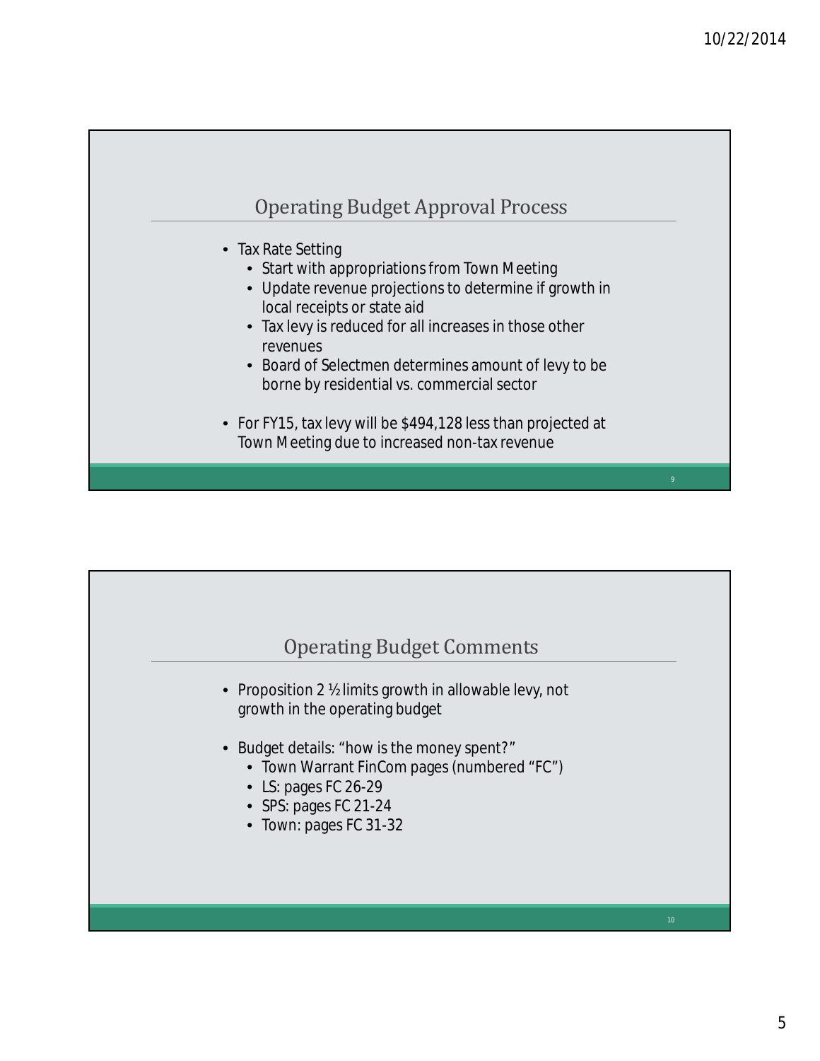## Operating Budget Approval Process

- Tax Rate Setting
  - Start with appropriations from Town Meeting
  - Update revenue projections to determine if growth in local receipts or state aid
  - Tax levy is reduced for all increases in those other revenues
  - Board of Selectmen determines amount of levy to be borne by residential vs. commercial sector
- For FY15, tax levy will be $494,128 less than projected at Town Meeting due to increased non-tax revenue

## Operating Budget Comments

- Proposition 2 ½ limits growth in allowable levy, not growth in the operating budget
- Budget details: "how is the money spent?"
  - Town Warrant FinCom pages (numbered "FC")
  - LS: pages FC 26-29
  - SPS: pages FC 21-24
  - Town: pages FC 31-32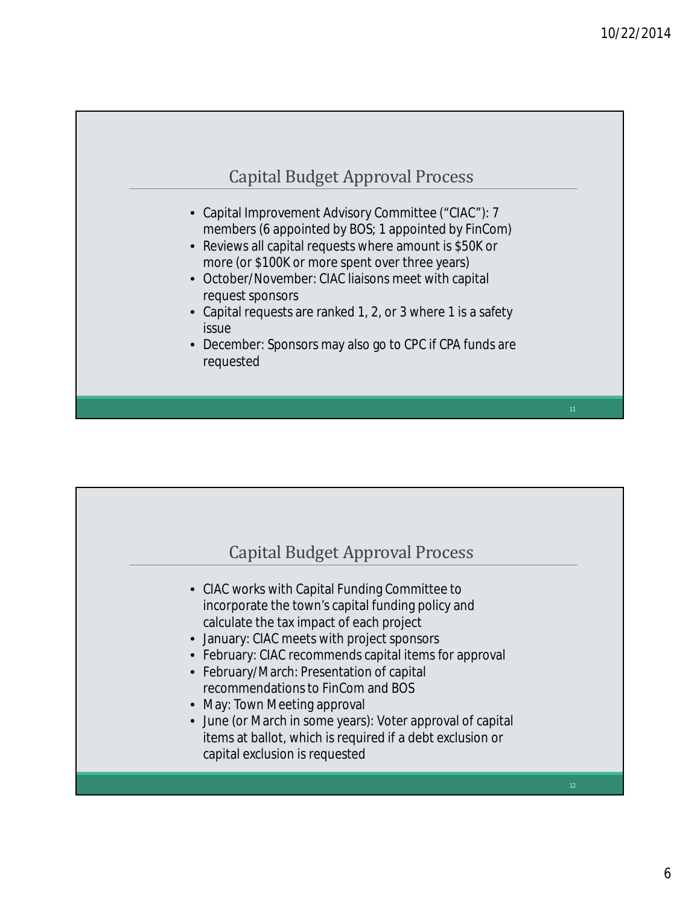## Capital Budget Approval Process

- Capital Improvement Advisory Committee ("CIAC"): 7 members (6 appointed by BOS; 1 appointed by FinCom)
- Reviews all capital requests where amount is $50K or more (or $100K or more spent over three years)
- October/November: CIAC liaisons meet with capital request sponsors
- Capital requests are ranked 1, 2, or 3 where 1 is a safety issue
- December: Sponsors may also go to CPC if CPA funds are requested

## Capital Budget Approval Process

- CIAC works with Capital Funding Committee to incorporate the town's capital funding policy and calculate the tax impact of each project
- January: CIAC meets with project sponsors
- February: CIAC recommends capital items for approval
- February/March: Presentation of capital recommendations to FinCom and BOS
- May: Town Meeting approval
- June (or March in some years): Voter approval of capital items at ballot, which is required if a debt exclusion or capital exclusion is requested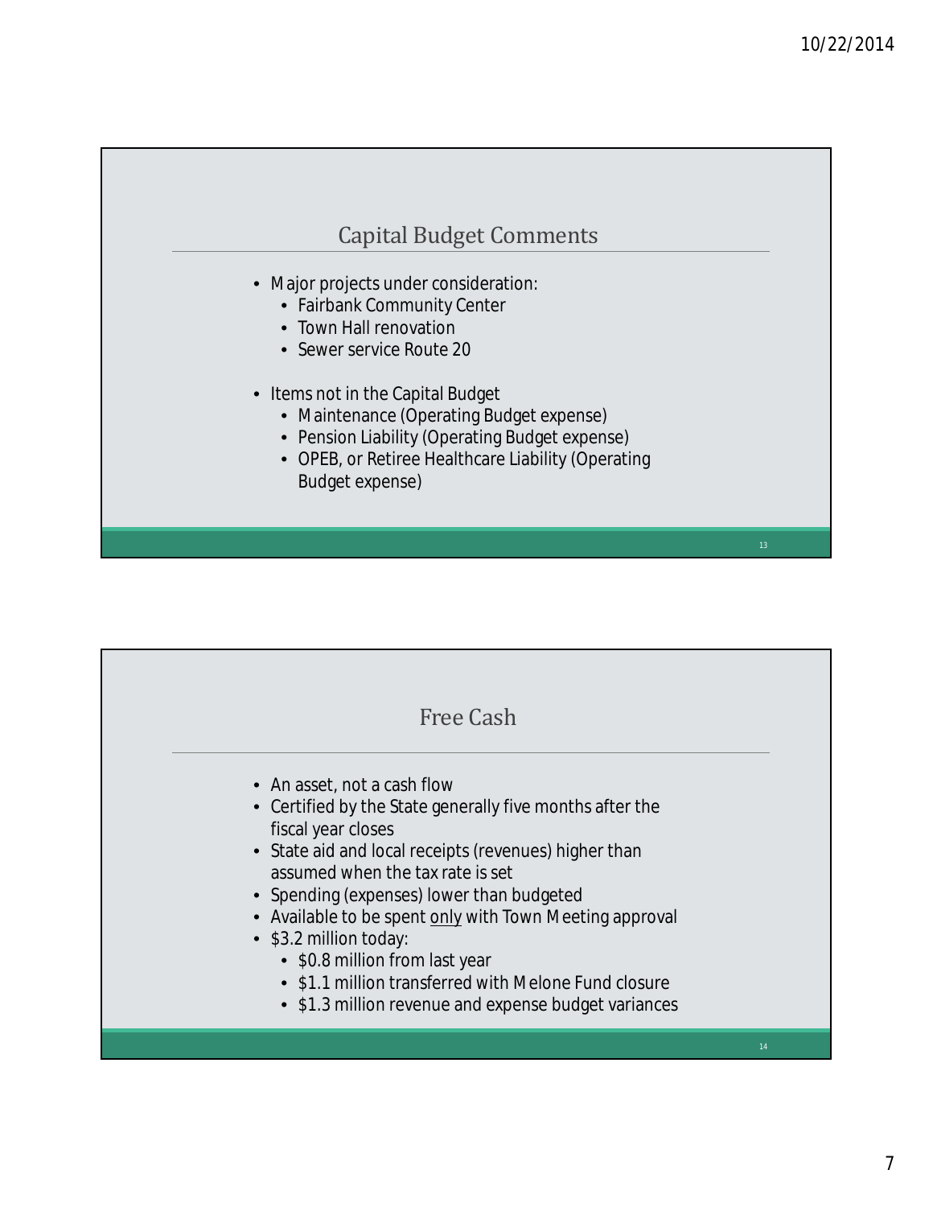## Capital Budget Comments

- Major projects under consideration:
  - Fairbank Community Center
  - Town Hall renovation
  - Sewer service Route 20
- Items not in the Capital Budget
  - Maintenance (Operating Budget expense)
  - Pension Liability (Operating Budget expense)
  - OPEB, or Retiree Healthcare Liability (Operating Budget expense)

## Free Cash

- An asset, not a cash flow
- Certified by the State generally five months after the fiscal year closes
- State aid and local receipts (revenues) higher than assumed when the tax rate is set
- Spending (expenses) lower than budgeted
- Available to be spent <u>only</u> with Town Meeting approval
- $3.2 million today:
  - $0.8 million from last year
  - $1.1 million transferred with Melone Fund closure
  - $1.3 million revenue and expense budget variances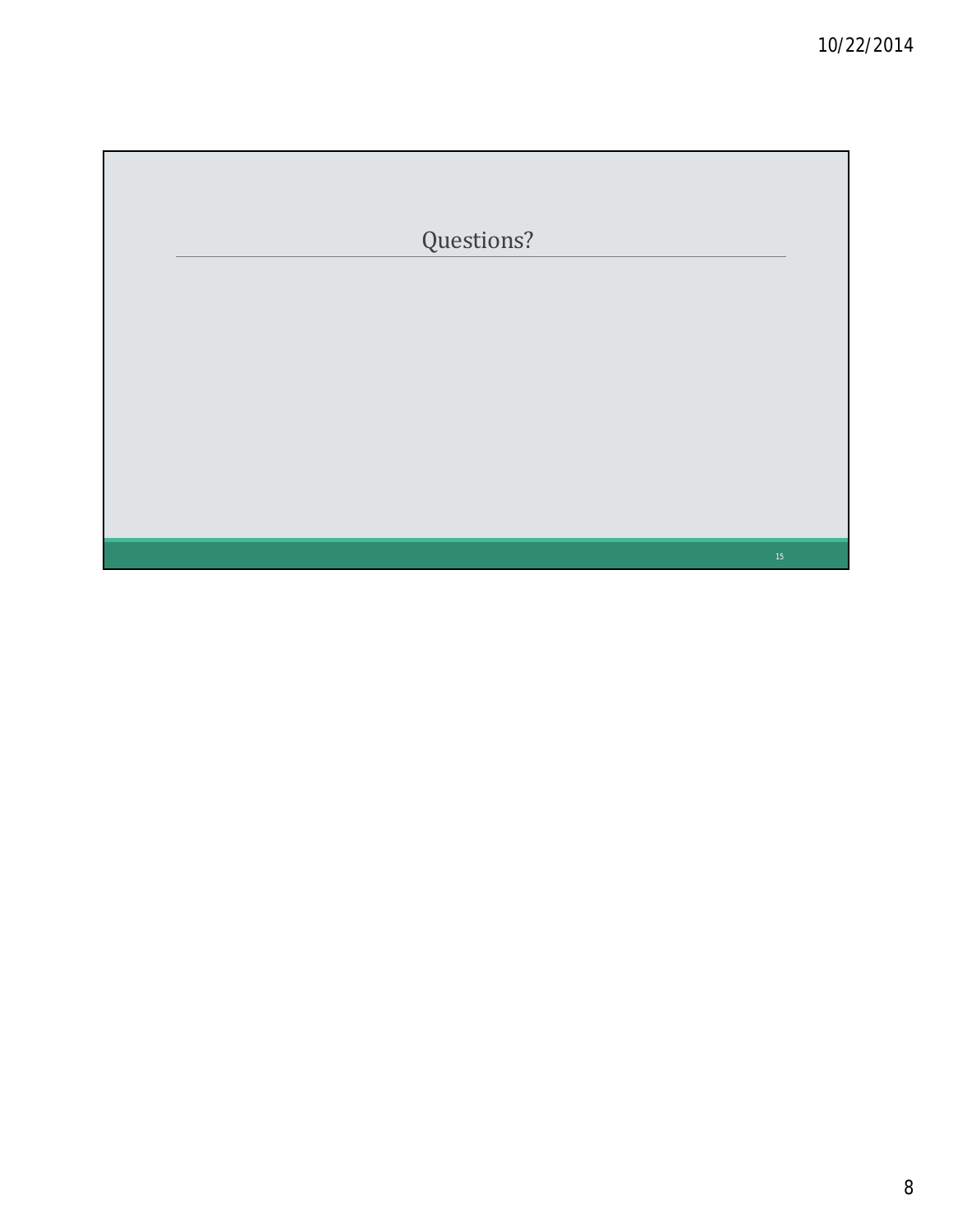# Questions?